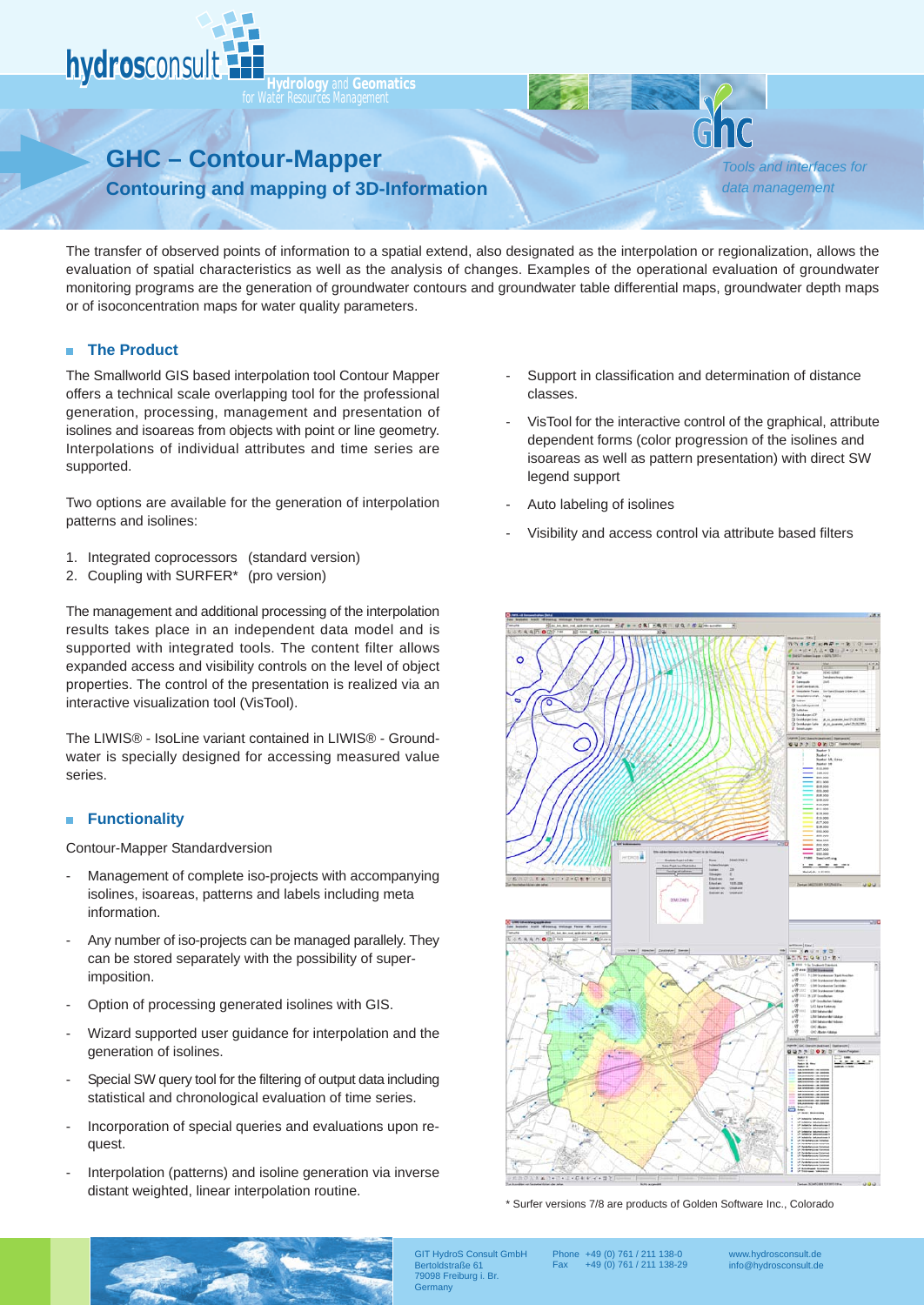hydrosconsult

Hydrology and Geomatics
for Water Resources Management

ghc

# GHC – Contour-Mapper

## Contouring and mapping of 3D-Information

*Tools and interfaces for data management*

The transfer of observed points of information to a spatial extend, also designated as the interpolation or regionalization, allows the evaluation of spatial characteristics as well as the analysis of changes. Examples of the operational evaluation of groundwater monitoring programs are the generation of groundwater contours and groundwater table differential maps, groundwater depth maps or of isoconcentration maps for water quality parameters.

### The Product

The Smallworld GIS based interpolation tool Contour Mapper offers a technical scale overlapping tool for the professional generation, processing, management and presentation of isolines and isoareas from objects with point or line geometry. Interpolations of individual attributes and time series are supported.

Two options are available for the generation of interpolation patterns and isolines:

1. Integrated coprocessors (standard version)
2. Coupling with SURFER* (pro version)

The management and additional processing of the interpolation results takes place in an independent data model and is supported with integrated tools. The content filter allows expanded access and visibility controls on the level of object properties. The control of the presentation is realized via an interactive visualization tool (VisTool).

The LIWIS® - IsoLine variant contained in LIWIS® - Groundwater is specially designed for accessing measured value series.

### Functionality

Contour-Mapper Standardversion

- Management of complete iso-projects with accompanying isolines, isoareas, patterns and labels including meta information.
- Any number of iso-projects can be managed parallely. They can be stored separately with the possibility of superimposition.
- Option of processing generated isolines with GIS.
- Wizard supported user guidance for interpolation and the generation of isolines.
- Special SW query tool for the filtering of output data including statistical and chronological evaluation of time series.
- Incorporation of special queries and evaluations upon request.
- Interpolation (patterns) and isoline generation via inverse distant weighted, linear interpolation routine.
- Support in classification and determination of distance classes.
- VisTool for the interactive control of the graphical, attribute dependent forms (color progression of the isolines and isoareas as well as pattern presentation) with direct SW legend support
- Auto labeling of isolines
- Visibility and access control via attribute based filters

* Surfer versions 7/8 are products of Golden Software Inc., Colorado

GIT HydroS Consult GmbH
Bertoldstraße 61
79098 Freiburg i. Br.
Germany

Phone +49 (0) 761 / 211 138-0
Fax +49 (0) 761 / 211 138-29

www.hydrosconsult.de
info@hydrosconsult.de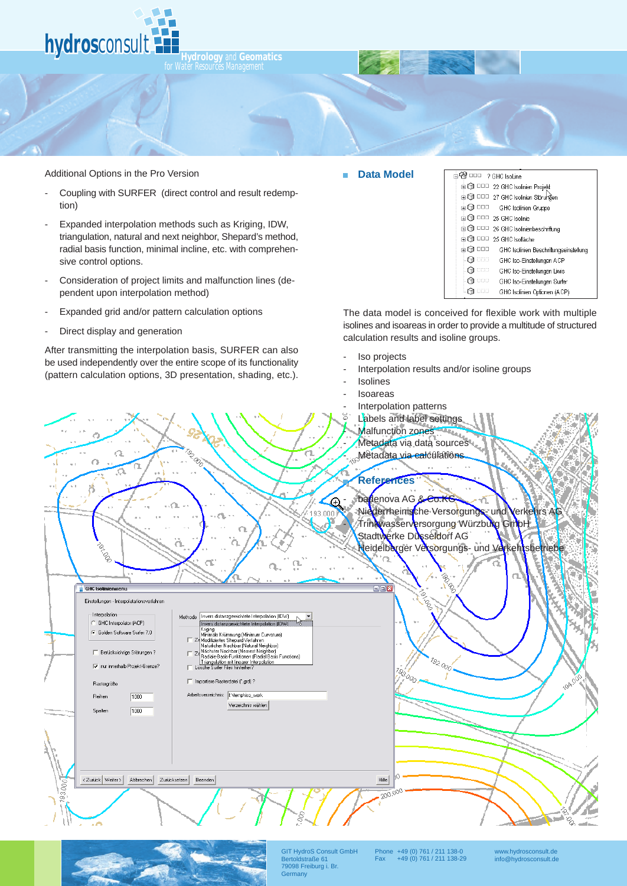Additional Options in the Pro Version

- Coupling with SURFER (direct control and result redemption)
- Expanded interpolation methods such as Kriging, IDW, triangulation, natural and next neighbor, Shepard's method, radial basis function, minimal incline, etc. with comprehensive control options.
- Consideration of project limits and malfunction lines (dependent upon interpolation method)
- Expanded grid and/or pattern calculation options
- Direct display and generation

After transmitting the interpolation basis, SURFER can also be used independently over the entire scope of its functionality (pattern calculation options, 3D presentation, shading, etc.).

## Data Model

The data model is conceived for flexible work with multiple isolines and isoareas in order to provide a multitude of structured calculation results and isoline groups.

- Iso projects
- Interpolation results and/or isoline groups
- Isolines
- Isoareas
- Interpolation patterns
- Labels and label settings
- Malfunction zones
- Metadata via data sources
- Metadata via calculations

## References

- badenova AG & Co.KG
- Niederrheinische Versorgungs- und Verkehrs AG
- Trinkwasserversorgung Würzburg GmbH
- Stadtwerke Düsseldorf AG
- Heidelberger Versorgungs- und Verkehrsbetriebe

GIT HydroS Consult GmbH
Bertoldstraße 61
79098 Freiburg i. Br.
Germany

Phone +49 (0) 761 / 211 138-0
Fax +49 (0) 761 / 211 138-29

www.hydrosconsult.de
info@hydrosconsult.de